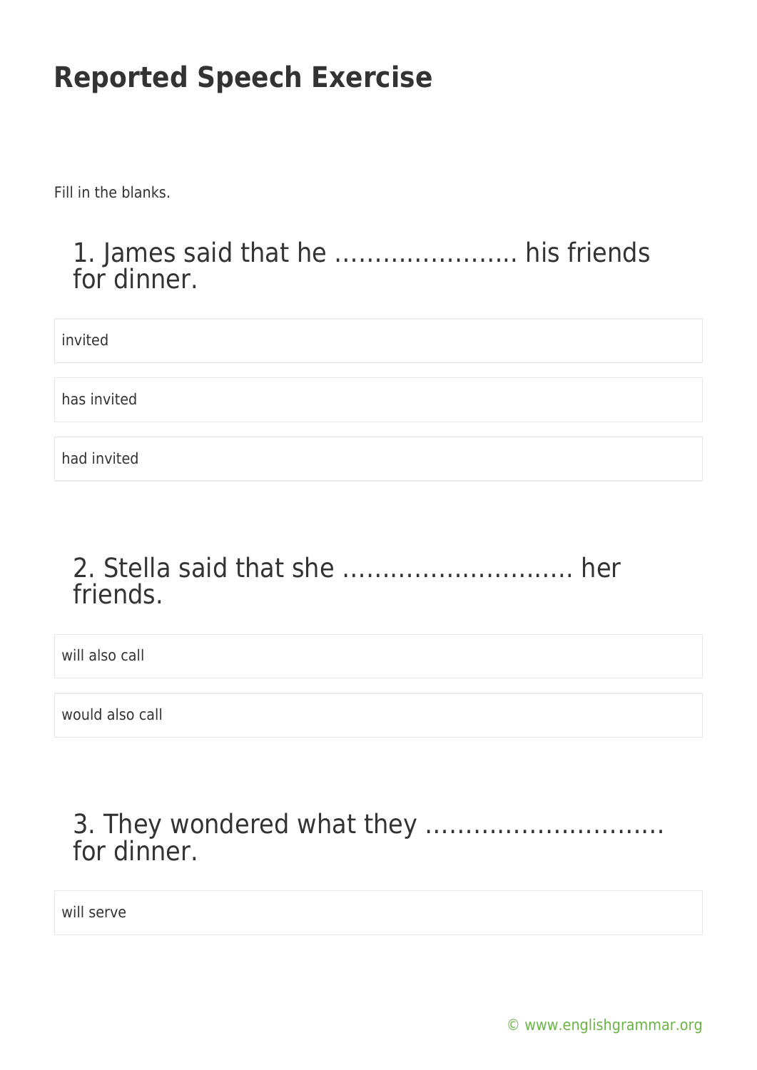# Reported Speech Exercise

Fill in the blanks.

### 1. James said that he ………………….. his friends for dinner.

invited

has invited

had invited

### 2. Stella said that she ……………………….. her friends.

will also call

would also call

### 3. They wondered what they ………………………… for dinner.

will serve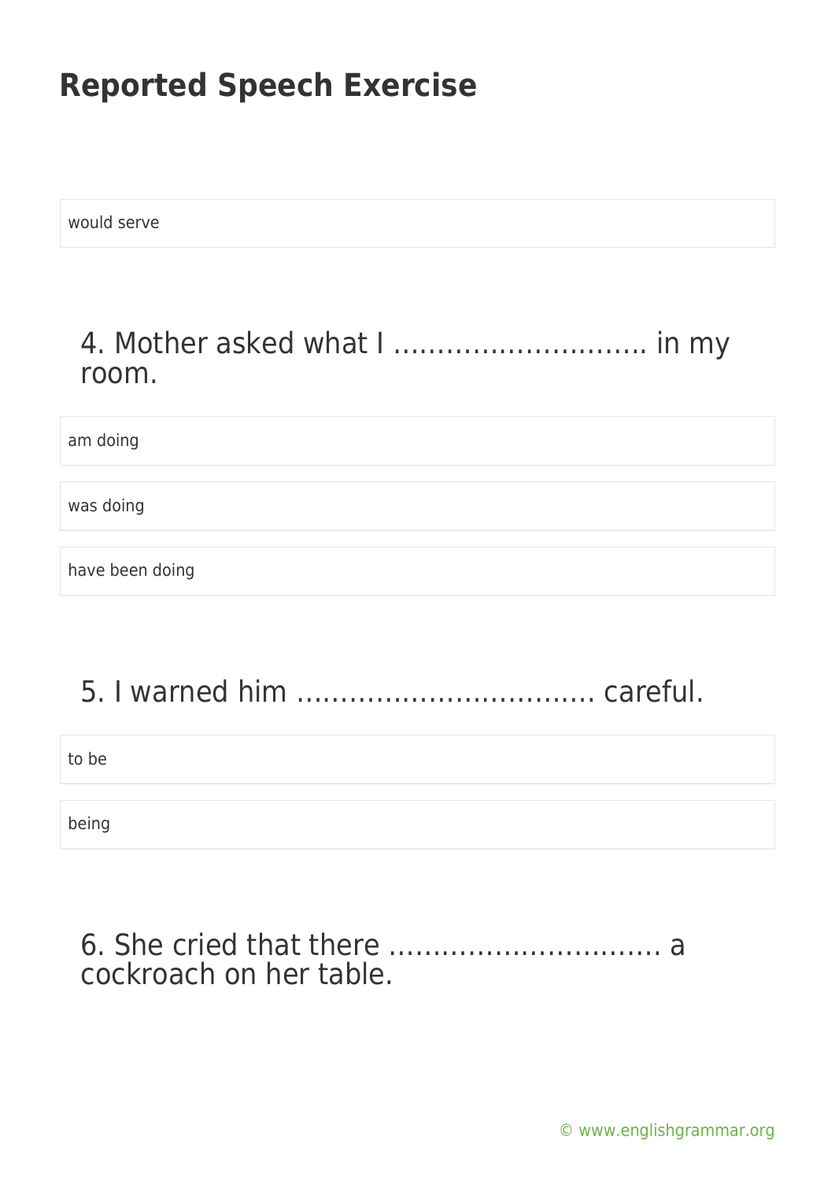# Reported Speech Exercise

would serve

## 4. Mother asked what I ……………………….. in my room.

am doing

was doing

have been doing

## 5. I warned him …………………………… careful.

to be

being

## 6. She cried that there …………………………. a cockroach on her table.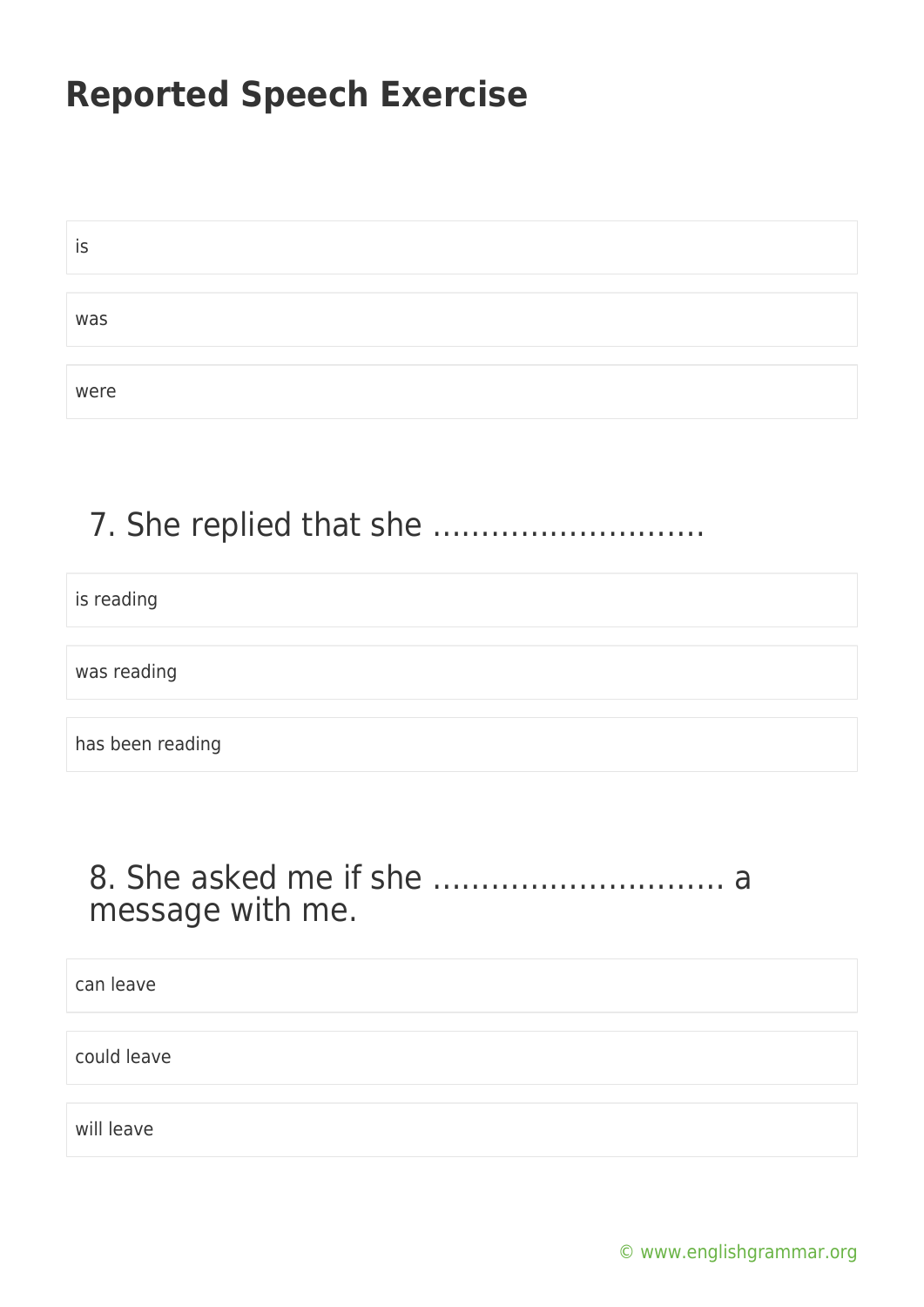# Reported Speech Exercise

is

was

were

## 7. She replied that she ……………………….

is reading

was reading

has been reading

## 8. She asked me if she ……………………….. a message with me.

can leave

could leave

will leave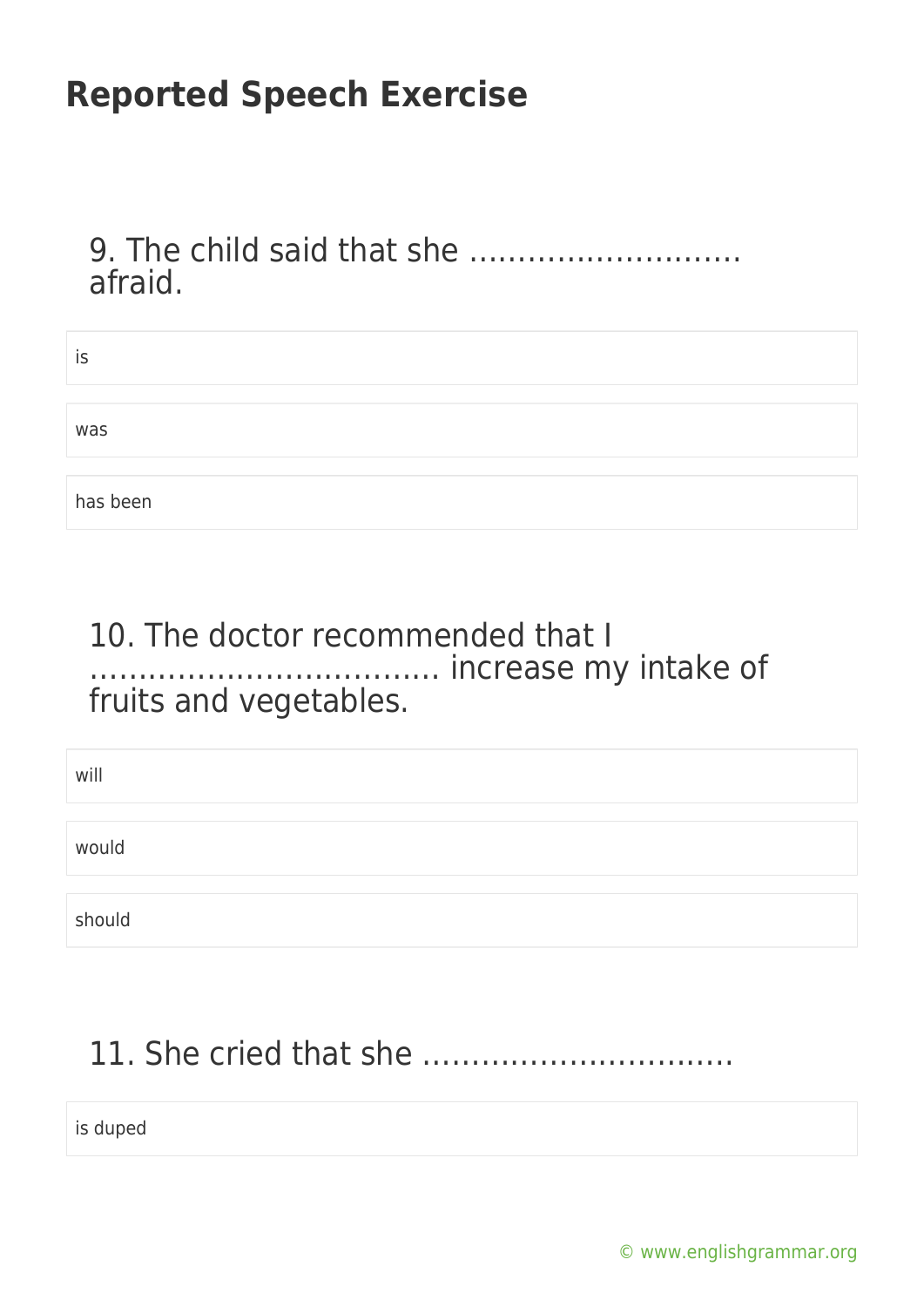# Reported Speech Exercise

9. The child said that she ………………………. afraid.

- is
- was
- has been

10. The doctor recommended that I ……………………………… increase my intake of fruits and vegetables.

- will
- would
- should

11. She cried that she …………………………..

- is duped

© www.englishgrammar.org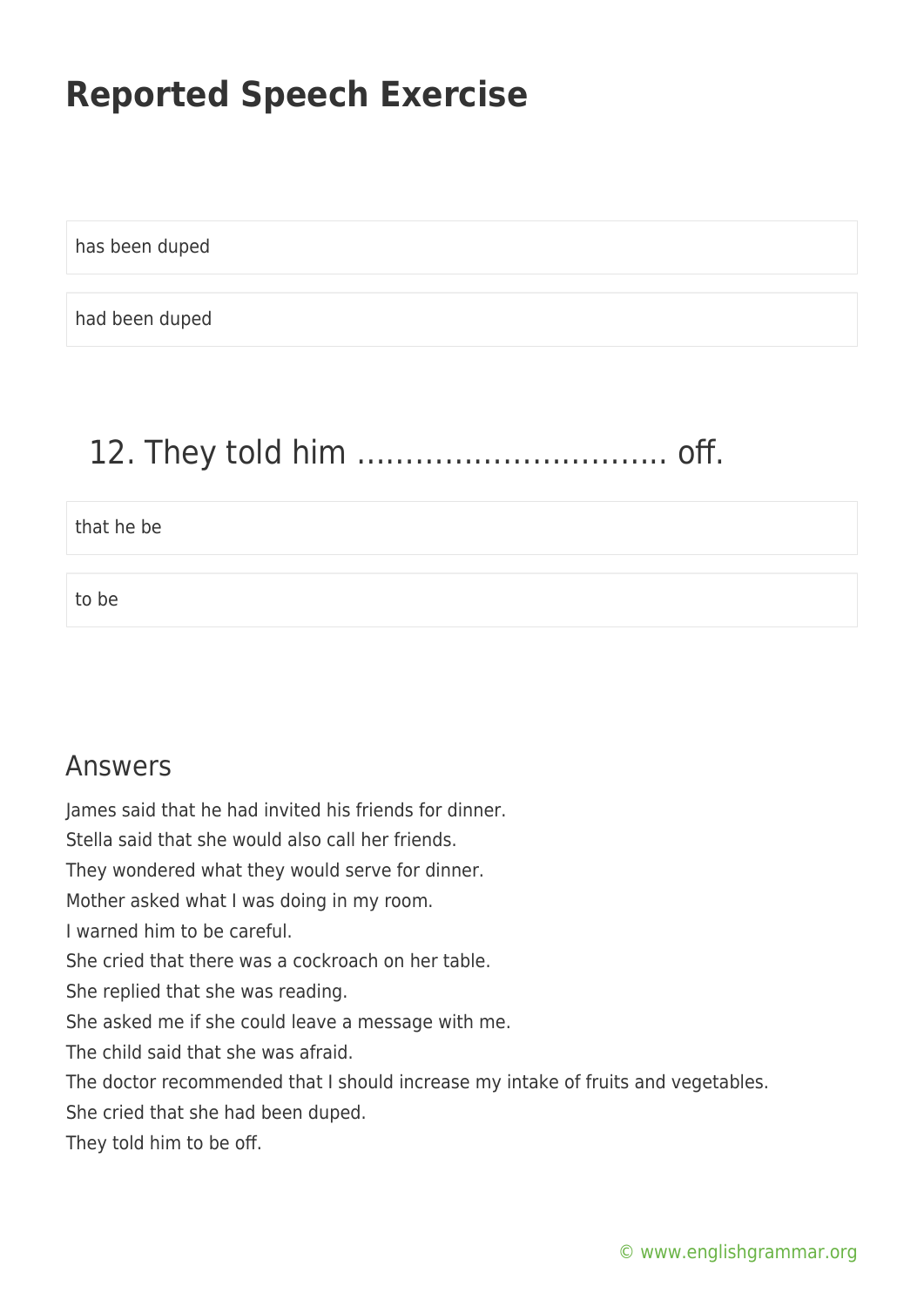has been duped

had been duped

## 12. They told him ……………………………. off.

that he be

to be

## Answers

James said that he had invited his friends for dinner.
Stella said that she would also call her friends.
They wondered what they would serve for dinner.
Mother asked what I was doing in my room.
I warned him to be careful.
She cried that there was a cockroach on her table.
She replied that she was reading.
She asked me if she could leave a message with me.
The child said that she was afraid.
The doctor recommended that I should increase my intake of fruits and vegetables.
She cried that she had been duped.
They told him to be off.